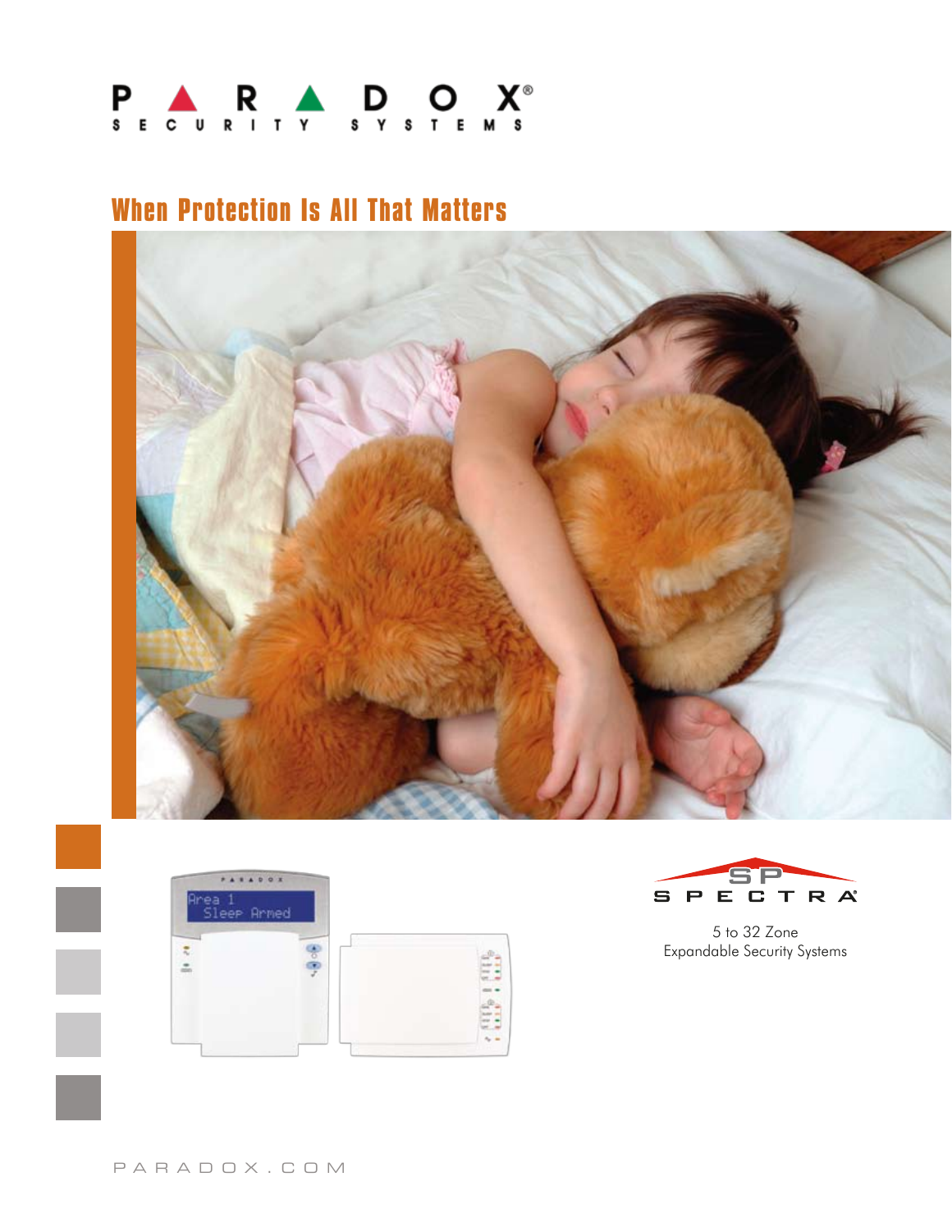PARADOX®

SECURITY SYSTEMS

# When Protection Is All That Matters

SPECTRA®

5 to 32 Zone
Expandable Security Systems

PARADOX.COM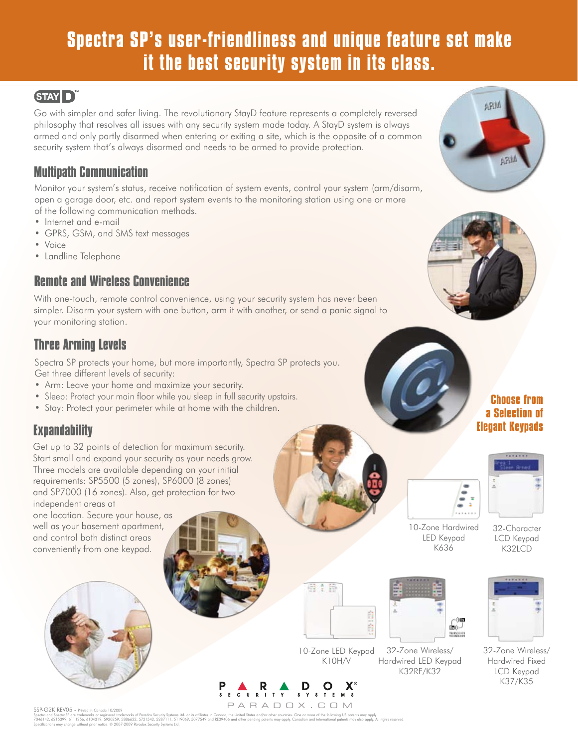# Spectra SP's user-friendliness and unique feature set make it the best security system in its class.

## STAY D™

Go with simpler and safer living. The revolutionary StayD feature represents a completely reversed philosophy that resolves all issues with any security system made today. A StayD system is always armed and only partly disarmed when entering or exiting a site, which is the opposite of a common security system that's always disarmed and needs to be armed to provide protection.

## Multipath Communication

Monitor your system's status, receive notification of system events, control your system (arm/disarm, open a garage door, etc. and report system events to the monitoring station using one or more of the following communication methods.

- Internet and e-mail
- GPRS, GSM, and SMS text messages
- Voice
- Landline Telephone

## Remote and Wireless Convenience

With one-touch, remote control convenience, using your security system has never been simpler. Disarm your system with one button, arm it with another, or send a panic signal to your monitoring station.

## Three Arming Levels

Spectra SP protects your home, but more importantly, Spectra SP protects you. Get three different levels of security:

- Arm: Leave your home and maximize your security.
- Sleep: Protect your main floor while you sleep in full security upstairs.
- Stay: Protect your perimeter while at home with the children.

## Expandability

Get up to 32 points of detection for maximum security. Start small and expand your security as your needs grow. Three models are available depending on your initial requirements: SP5500 (5 zones), SP6000 (8 zones) and SP7000 (16 zones). Also, get protection for two independent areas at one location. Secure your house, as well as your basement apartment, and control both distinct areas conveniently from one keypad.

## Choose from a Selection of Elegant Keypads

10-Zone Hardwired LED Keypad K636

32-Character LCD Keypad K32LCD

10-Zone LED Keypad K10H/V

32-Zone Wireless/ Hardwired LED Keypad K32RF/K32

32-Zone Wireless/ Hardwired Fixed LCD Keypad K37/K35

PARADOX® SECURITY SYSTEMS

PARADOX.COM

SSP-G2K REV05 - Printed in Canada 10/2009

Spectra and SpectraSP are trademarks or registered trademarks of Paradox Security Systems Ltd. or its affiliates in Canada, the United States and/or other countries. One or more of the following US patents may apply: 7046142, 6215399, 6111256, 6104319, 5920259, 5886632, 5721542, 5287111, 5119069, 5077549 and RE39406 and other pending patents may apply. Canadian and international patents may also apply. All rights reserved. Specifications may change without prior notice. © 2007-2009 Paradox Security Systems Ltd.